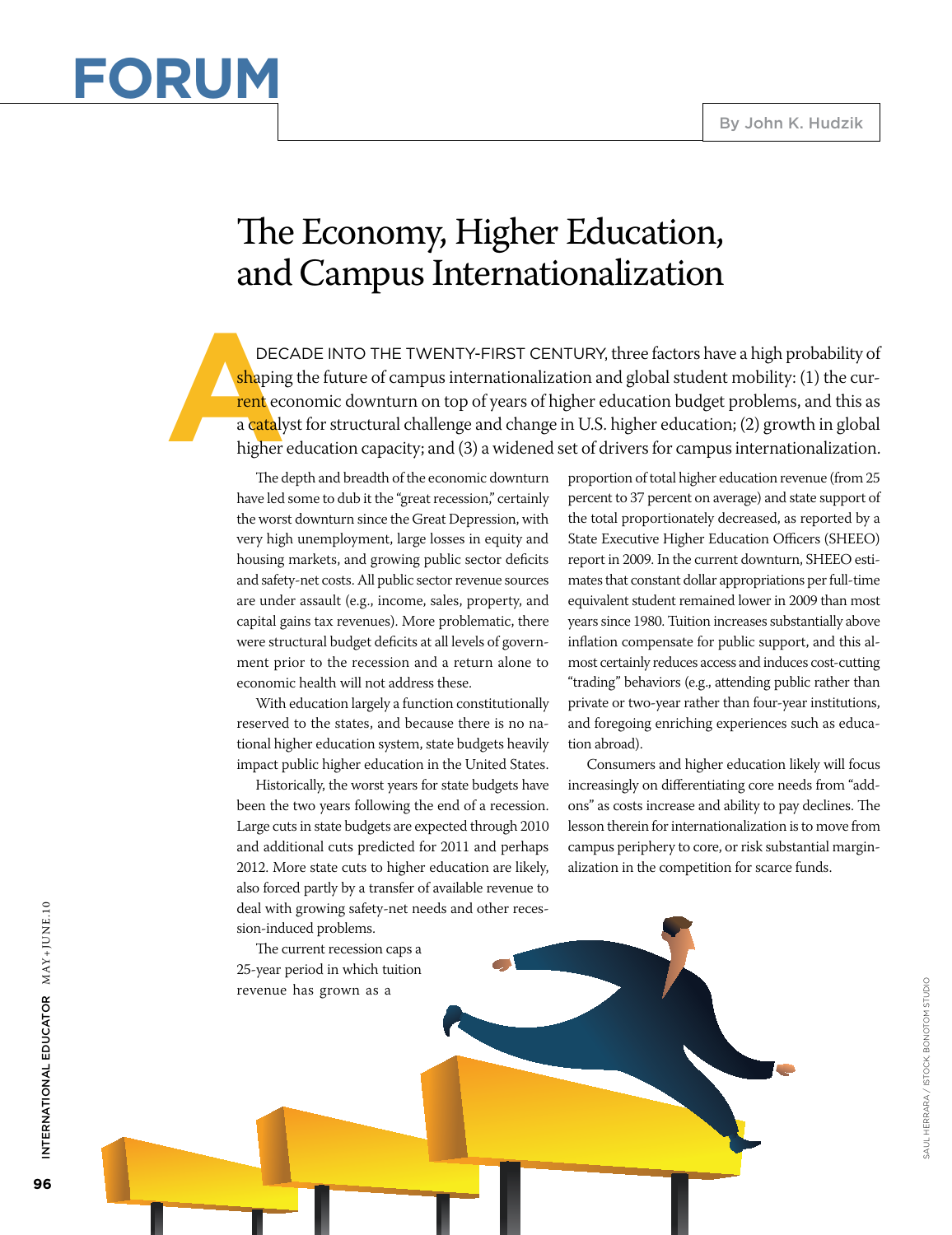# FORUM

By John K. Hudzik

# The Economy, Higher Education, and Campus Internationalization

A DECADE INTO THE TWENTY-FIRST CENTURY, three factors have a high probability of shaping the future of campus internationalization and global student mobility: (1) the current economic downturn on top of years of higher education budget problems, and this as a catalyst for structural challenge and change in U.S. higher education; (2) growth in global higher education capacity; and (3) a widened set of drivers for campus internationalization.

The depth and breadth of the economic downturn have led some to dub it the "great recession," certainly the worst downturn since the Great Depression, with very high unemployment, large losses in equity and housing markets, and growing public sector deficits and safety-net costs. All public sector revenue sources are under assault (e.g., income, sales, property, and capital gains tax revenues). More problematic, there were structural budget deficits at all levels of government prior to the recession and a return alone to economic health will not address these.

With education largely a function constitutionally reserved to the states, and because there is no national higher education system, state budgets heavily impact public higher education in the United States.

Historically, the worst years for state budgets have been the two years following the end of a recession. Large cuts in state budgets are expected through 2010 and additional cuts predicted for 2011 and perhaps 2012. More state cuts to higher education are likely, also forced partly by a transfer of available revenue to deal with growing safety-net needs and other recession-induced problems.

The current recession caps a 25-year period in which tuition revenue has grown as a proportion of total higher education revenue (from 25 percent to 37 percent on average) and state support of the total proportionately decreased, as reported by a State Executive Higher Education Officers (SHEEO) report in 2009. In the current downturn, SHEEO estimates that constant dollar appropriations per full-time equivalent student remained lower in 2009 than most years since 1980. Tuition increases substantially above inflation compensate for public support, and this almost certainly reduces access and induces cost-cutting "trading" behaviors (e.g., attending public rather than private or two-year rather than four-year institutions, and foregoing enriching experiences such as education abroad).

Consumers and higher education likely will focus increasingly on differentiating core needs from "add-ons" as costs increase and ability to pay declines. The lesson therein for internationalization is to move from campus periphery to core, or risk substantial marginalization in the competition for scarce funds.

SAUL HERRARA / ISTOCK BONOTOM STUDIO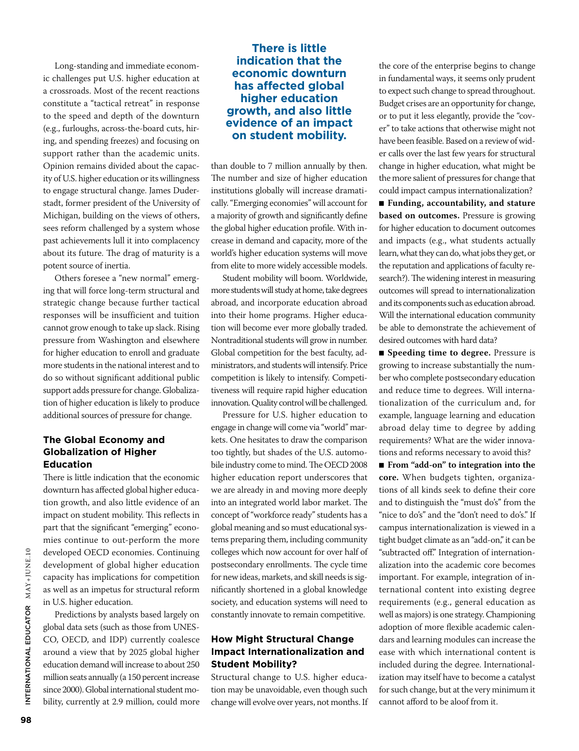Long-standing and immediate economic challenges put U.S. higher education at a crossroads. Most of the recent reactions constitute a "tactical retreat" in response to the speed and depth of the downturn (e.g., furloughs, across-the-board cuts, hiring, and spending freezes) and focusing on support rather than the academic units. Opinion remains divided about the capacity of U.S. higher education or its willingness to engage structural change. James Duderstadt, former president of the University of Michigan, building on the views of others, sees reform challenged by a system whose past achievements lull it into complacency about its future. The drag of maturity is a potent source of inertia.

Others foresee a "new normal" emerging that will force long-term structural and strategic change because further tactical responses will be insufficient and tuition cannot grow enough to take up slack. Rising pressure from Washington and elsewhere for higher education to enroll and graduate more students in the national interest and to do so without significant additional public support adds pressure for change. Globalization of higher education is likely to produce additional sources of pressure for change.

## The Global Economy and Globalization of Higher Education

There is little indication that the economic downturn has affected global higher education growth, and also little evidence of an impact on student mobility. This reflects in part that the significant "emerging" economies continue to out-perform the more developed OECD economies. Continuing development of global higher education capacity has implications for competition as well as an impetus for structural reform in U.S. higher education.

Predictions by analysts based largely on global data sets (such as those from UNESCO, OECD, and IDP) currently coalesce around a view that by 2025 global higher education demand will increase to about 250 million seats annually (a 150 percent increase since 2000). Global international student mobility, currently at 2.9 million, could more than double to 7 million annually by then. The number and size of higher education institutions globally will increase dramatically. "Emerging economies" will account for a majority of growth and significantly define the global higher education profile. With increase in demand and capacity, more of the world's higher education systems will move from elite to more widely accessible models.

**There is little indication that the economic downturn has affected global higher education growth, and also little evidence of an impact on student mobility.**

Student mobility will boom. Worldwide, more students will study at home, take degrees abroad, and incorporate education abroad into their home programs. Higher education will become ever more globally traded. Nontraditional students will grow in number. Global competition for the best faculty, administrators, and students will intensify. Price competition is likely to intensify. Competitiveness will require rapid higher education innovation. Quality control will be challenged.

Pressure for U.S. higher education to engage in change will come via "world" markets. One hesitates to draw the comparison too tightly, but shades of the U.S. automobile industry come to mind. The OECD 2008 higher education report underscores that we are already in and moving more deeply into an integrated world labor market. The concept of "workforce ready" students has a global meaning and so must educational systems preparing them, including community colleges which now account for over half of postsecondary enrollments. The cycle time for new ideas, markets, and skill needs is significantly shortened in a global knowledge society, and education systems will need to constantly innovate to remain competitive.

## How Might Structural Change Impact Internationalization and Student Mobility?

Structural change to U.S. higher education may be unavoidable, even though such change will evolve over years, not months. If the core of the enterprise begins to change in fundamental ways, it seems only prudent to expect such change to spread throughout. Budget crises are an opportunity for change, or to put it less elegantly, provide the "cover" to take actions that otherwise might not have been feasible. Based on a review of wider calls over the last few years for structural change in higher education, what might be the more salient of pressures for change that could impact campus internationalization?

- **Funding, accountability, and stature based on outcomes.** Pressure is growing for higher education to document outcomes and impacts (e.g., what students actually learn, what they can do, what jobs they get, or the reputation and applications of faculty research?). The widening interest in measuring outcomes will spread to internationalization and its components such as education abroad. Will the international education community be able to demonstrate the achievement of desired outcomes with hard data?
- **Speeding time to degree.** Pressure is growing to increase substantially the number who complete postsecondary education and reduce time to degrees. Will internationalization of the curriculum and, for example, language learning and education abroad delay time to degree by adding requirements? What are the wider innovations and reforms necessary to avoid this?
- **From "add-on" to integration into the core.** When budgets tighten, organizations of all kinds seek to define their core and to distinguish the "must do's" from the "nice to do's" and the "don't need to do's." If campus internationalization is viewed in a tight budget climate as an "add-on," it can be "subtracted off." Integration of internationalization into the academic core becomes important. For example, integration of international content into existing degree requirements (e.g., general education as well as majors) is one strategy. Championing adoption of more flexible academic calendars and learning modules can increase the ease with which international content is included during the degree. Internationalization may itself have to become a catalyst for such change, but at the very minimum it cannot afford to be aloof from it.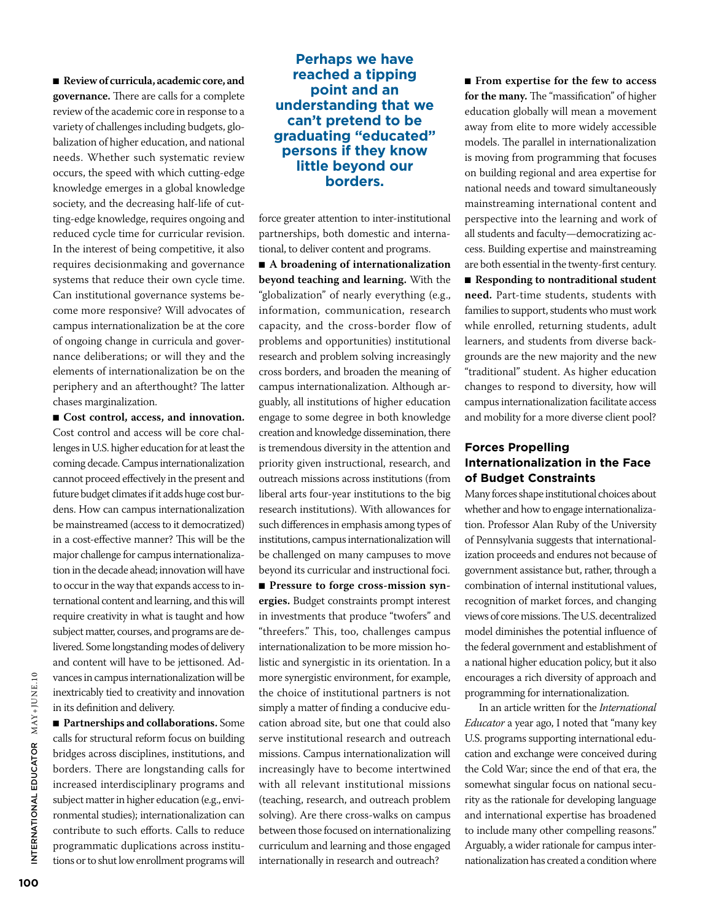■ **Review of curricula, academic core, and governance.** There are calls for a complete review of the academic core in response to a variety of challenges including budgets, globalization of higher education, and national needs. Whether such systematic review occurs, the speed with which cutting-edge knowledge emerges in a global knowledge society, and the decreasing half-life of cutting-edge knowledge, requires ongoing and reduced cycle time for curricular revision. In the interest of being competitive, it also requires decisionmaking and governance systems that reduce their own cycle time. Can institutional governance systems become more responsive? Will advocates of campus internationalization be at the core of ongoing change in curricula and governance deliberations; or will they and the elements of internationalization be on the periphery and an afterthought? The latter chases marginalization.

■ **Cost control, access, and innovation.** Cost control and access will be core challenges in U.S. higher education for at least the coming decade. Campus internationalization cannot proceed effectively in the present and future budget climates if it adds huge cost burdens. How can campus internationalization be mainstreamed (access to it democratized) in a cost-effective manner? This will be the major challenge for campus internationalization in the decade ahead; innovation will have to occur in the way that expands access to international content and learning, and this will require creativity in what is taught and how subject matter, courses, and programs are delivered. Some longstanding modes of delivery and content will have to be jettisoned. Advances in campus internationalization will be inextricably tied to creativity and innovation in its definition and delivery.

■ **Partnerships and collaborations.** Some calls for structural reform focus on building bridges across disciplines, institutions, and borders. There are longstanding calls for increased interdisciplinary programs and subject matter in higher education (e.g., environmental studies); internationalization can contribute to such efforts. Calls to reduce programmatic duplications across institutions or to shut low enrollment programs will force greater attention to inter-institutional partnerships, both domestic and international, to deliver content and programs.

**Perhaps we have reached a tipping point and an understanding that we can't pretend to be graduating "educated" persons if they know little beyond our borders.**

■ **A broadening of internationalization beyond teaching and learning.** With the "globalization" of nearly everything (e.g., information, communication, research capacity, and the cross-border flow of problems and opportunities) institutional research and problem solving increasingly cross borders, and broaden the meaning of campus internationalization. Although arguably, all institutions of higher education engage to some degree in both knowledge creation and knowledge dissemination, there is tremendous diversity in the attention and priority given instructional, research, and outreach missions across institutions (from liberal arts four-year institutions to the big research institutions). With allowances for such differences in emphasis among types of institutions, campus internationalization will be challenged on many campuses to move beyond its curricular and instructional foci.

■ **Pressure to forge cross-mission synergies.** Budget constraints prompt interest in investments that produce "twofers" and "threefers." This, too, challenges campus internationalization to be more mission holistic and synergistic in its orientation. In a more synergistic environment, for example, the choice of institutional partners is not simply a matter of finding a conducive education abroad site, but one that could also serve institutional research and outreach missions. Campus internationalization will increasingly have to become intertwined with all relevant institutional missions (teaching, research, and outreach problem solving). Are there cross-walks on campus between those focused on internationalizing curriculum and learning and those engaged internationally in research and outreach?

■ **From expertise for the few to access for the many.** The "massification" of higher education globally will mean a movement away from elite to more widely accessible models. The parallel in internationalization is moving from programming that focuses on building regional and area expertise for national needs and toward simultaneously mainstreaming international content and perspective into the learning and work of all students and faculty—democratizing access. Building expertise and mainstreaming are both essential in the twenty-first century.

■ **Responding to nontraditional student need.** Part-time students, students with families to support, students who must work while enrolled, returning students, adult learners, and students from diverse backgrounds are the new majority and the new "traditional" student. As higher education changes to respond to diversity, how will campus internationalization facilitate access and mobility for a more diverse client pool?

## Forces Propelling Internationalization in the Face of Budget Constraints

Many forces shape institutional choices about whether and how to engage internationalization. Professor Alan Ruby of the University of Pennsylvania suggests that internationalization proceeds and endures not because of government assistance but, rather, through a combination of internal institutional values, recognition of market forces, and changing views of core missions. The U.S. decentralized model diminishes the potential influence of the federal government and establishment of a national higher education policy, but it also encourages a rich diversity of approach and programming for internationalization.

In an article written for the *International Educator* a year ago, I noted that "many key U.S. programs supporting international education and exchange were conceived during the Cold War; since the end of that era, the somewhat singular focus on national security as the rationale for developing language and international expertise has broadened to include many other compelling reasons." Arguably, a wider rationale for campus internationalization has created a condition where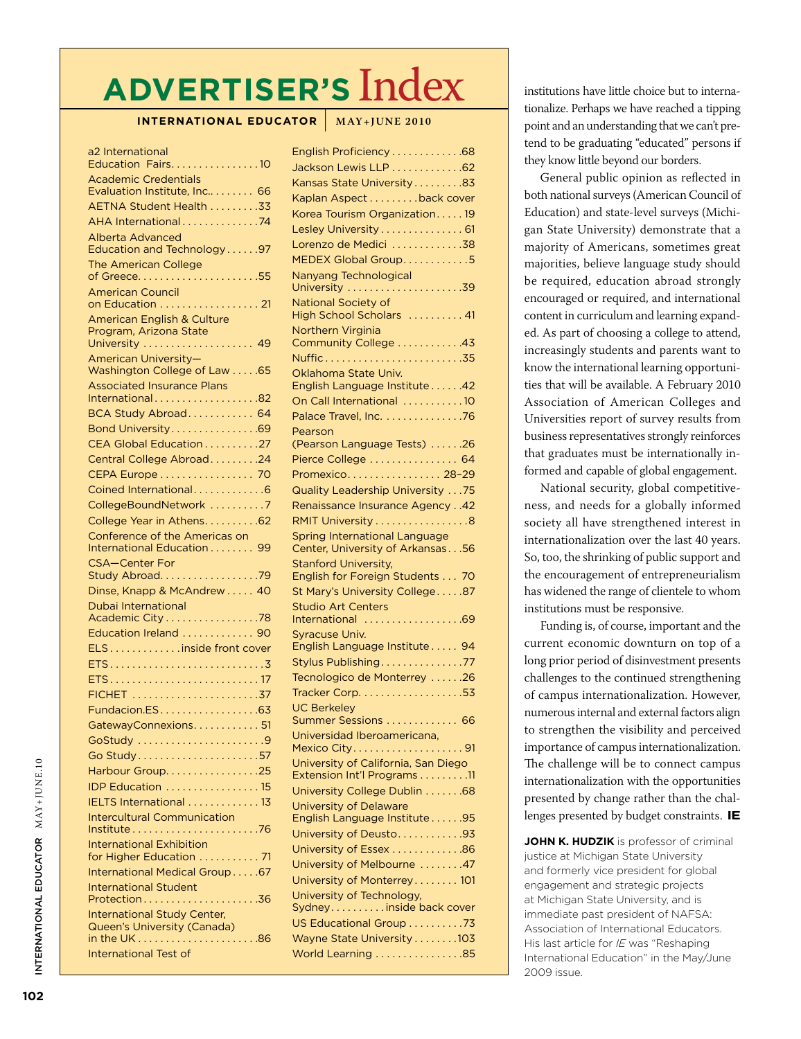# ADVERTISER'S Index

**INTERNATIONAL EDUCATOR** | **MAY+JUNE 2010**

a2 International Education Fairs . . . . . 10
Academic Credentials Evaluation Institute, Inc. . . . . 66
AETNA Student Health . . . . . 33
AHA International . . . . . 74
Alberta Advanced Education and Technology . . . . . 97
The American College of Greece . . . . . 55
American Council on Education . . . . . 21
American English & Culture Program, Arizona State University . . . . . 49
American University—Washington College of Law . . . . . 65
Associated Insurance Plans International . . . . . 82
BCA Study Abroad . . . . . 64
Bond University . . . . . 69
CEA Global Education . . . . . 27
Central College Abroad . . . . . 24
CEPA Europe . . . . . 70
Coined International . . . . . 6
CollegeBoundNetwork . . . . . 7
College Year in Athens . . . . . 62
Conference of the Americas on International Education . . . . . 99
CSA—Center For Study Abroad . . . . . 79
Dinse, Knapp & McAndrew . . . . . 40
Dubai International Academic City . . . . . 78
Education Ireland . . . . . 90
ELS . . . . . inside front cover
ETS . . . . . 3
ETS . . . . . 17
FICHET . . . . . 37
Fundacion.ES . . . . . 63
GatewayConnexions . . . . . 51
GoStudy . . . . . 9
Go Study . . . . . 57
Harbour Group . . . . . 25
IDP Education . . . . . 15
IELTS International . . . . . 13
Intercultural Communication Institute . . . . . 76
International Exhibition for Higher Education . . . . . 71
International Medical Group . . . . . 67
International Student Protection . . . . . 36
International Study Center, Queen's University (Canada) in the UK . . . . . 86
International Test of English Proficiency . . . . . 68
Jackson Lewis LLP . . . . . 62
Kansas State University . . . . . 83
Kaplan Aspect . . . . . back cover
Korea Tourism Organization . . . . . 19
Lesley University . . . . . 61
Lorenzo de Medici . . . . . 38
MEDEX Global Group . . . . . 5
Nanyang Technological University . . . . . 39
National Society of High School Scholars . . . . . 41
Northern Virginia Community College . . . . . 43
Nuffic . . . . . 35
Oklahoma State Univ. English Language Institute . . . . . 42
On Call International . . . . . 10
Palace Travel, Inc. . . . . . 76
Pearson (Pearson Language Tests) . . . . . 26
Pierce College . . . . . 64
Promexico . . . . . 28–29
Quality Leadership University . . . . . 75
Renaissance Insurance Agency . . . . . 42
RMIT University . . . . . 8
Spring International Language Center, University of Arkansas . . . . . 56
Stanford University, English for Foreign Students . . . . . 70
St Mary's University College . . . . . 87
Studio Art Centers International . . . . . 69
Syracuse Univ. English Language Institute . . . . . 94
Stylus Publishing . . . . . 77
Tecnologico de Monterrey . . . . . 26
Tracker Corp. . . . . . 53
UC Berkeley Summer Sessions . . . . . 66
Universidad Iberoamericana, Mexico City . . . . . 91
University of California, San Diego Extension Int'l Programs . . . . . 11
University College Dublin . . . . . 68
University of Delaware English Language Institute . . . . . 95
University of Deusto . . . . . 93
University of Essex . . . . . 86
University of Melbourne . . . . . 47
University of Monterrey . . . . . 101
University of Technology, Sydney . . . . . inside back cover
US Educational Group . . . . . 73
Wayne State University . . . . . 103
World Learning . . . . . 85

institutions have little choice but to internationalize. Perhaps we have reached a tipping point and an understanding that we can't pretend to be graduating "educated" persons if they know little beyond our borders.

General public opinion as reflected in both national surveys (American Council of Education) and state-level surveys (Michigan State University) demonstrate that a majority of Americans, sometimes great majorities, believe language study should be required, education abroad strongly encouraged or required, and international content in curriculum and learning expanded. As part of choosing a college to attend, increasingly students and parents want to know the international learning opportunities that will be available. A February 2010 Association of American Colleges and Universities report of survey results from business representatives strongly reinforces that graduates must be internationally informed and capable of global engagement.

National security, global competitiveness, and needs for a globally informed society all have strengthened interest in internationalization over the last 40 years. So, too, the shrinking of public support and the encouragement of entrepreneurialism has widened the range of clientele to whom institutions must be responsive.

Funding is, of course, important and the current economic downturn on top of a long prior period of disinvestment presents challenges to the continued strengthening of campus internationalization. However, numerous internal and external factors align to strengthen the visibility and perceived importance of campus internationalization. The challenge will be to connect campus internationalization with the opportunities presented by change rather than the challenges presented by budget constraints. **IE**

**JOHN K. HUDZIK** is professor of criminal justice at Michigan State University and formerly vice president for global engagement and strategic projects at Michigan State University, and is immediate past president of NAFSA: Association of International Educators. His last article for *IE* was "Reshaping International Education" in the May/June 2009 issue.